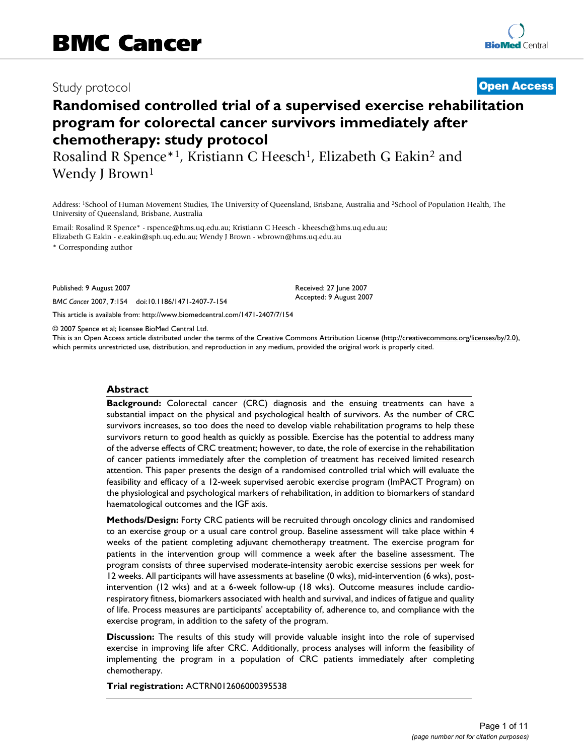Study protocol

**Open Access**

# Randomised controlled trial of a supervised exercise rehabilitation program for colorectal cancer survivors immediately after chemotherapy: study protocol

Rosalind R Spence*[1], Kristiann C Heesch[1], Elizabeth G Eakin[2] and Wendy J Brown[1]

Address: [1]School of Human Movement Studies, The University of Queensland, Brisbane, Australia and [2]School of Population Health, The University of Queensland, Brisbane, Australia

Email: Rosalind R Spence* - rspence@hms.uq.edu.au; Kristiann C Heesch - kheesch@hms.uq.edu.au; Elizabeth G Eakin - e.eakin@sph.uq.edu.au; Wendy J Brown - wbrown@hms.uq.edu.au

* Corresponding author

Published: 9 August 2007

*BMC Cancer* 2007, **7**:154 doi:10.1186/1471-2407-7-154

Received: 27 June 2007
Accepted: 9 August 2007

This article is available from: http://www.biomedcentral.com/1471-2407/7/154

© 2007 Spence et al; licensee BioMed Central Ltd.
This is an Open Access article distributed under the terms of the Creative Commons Attribution License (http://creativecommons.org/licenses/by/2.0), which permits unrestricted use, distribution, and reproduction in any medium, provided the original work is properly cited.

## Abstract

**Background:** Colorectal cancer (CRC) diagnosis and the ensuing treatments can have a substantial impact on the physical and psychological health of survivors. As the number of CRC survivors increases, so too does the need to develop viable rehabilitation programs to help these survivors return to good health as quickly as possible. Exercise has the potential to address many of the adverse effects of CRC treatment; however, to date, the role of exercise in the rehabilitation of cancer patients immediately after the completion of treatment has received limited research attention. This paper presents the design of a randomised controlled trial which will evaluate the feasibility and efficacy of a 12-week supervised aerobic exercise program (ImPACT Program) on the physiological and psychological markers of rehabilitation, in addition to biomarkers of standard haematological outcomes and the IGF axis.

**Methods/Design:** Forty CRC patients will be recruited through oncology clinics and randomised to an exercise group or a usual care control group. Baseline assessment will take place within 4 weeks of the patient completing adjuvant chemotherapy treatment. The exercise program for patients in the intervention group will commence a week after the baseline assessment. The program consists of three supervised moderate-intensity aerobic exercise sessions per week for 12 weeks. All participants will have assessments at baseline (0 wks), mid-intervention (6 wks), post-intervention (12 wks) and at a 6-week follow-up (18 wks). Outcome measures include cardio-respiratory fitness, biomarkers associated with health and survival, and indices of fatigue and quality of life. Process measures are participants' acceptability of, adherence to, and compliance with the exercise program, in addition to the safety of the program.

**Discussion:** The results of this study will provide valuable insight into the role of supervised exercise in improving life after CRC. Additionally, process analyses will inform the feasibility of implementing the program in a population of CRC patients immediately after completing chemotherapy.

**Trial registration:** ACTRN012606000395538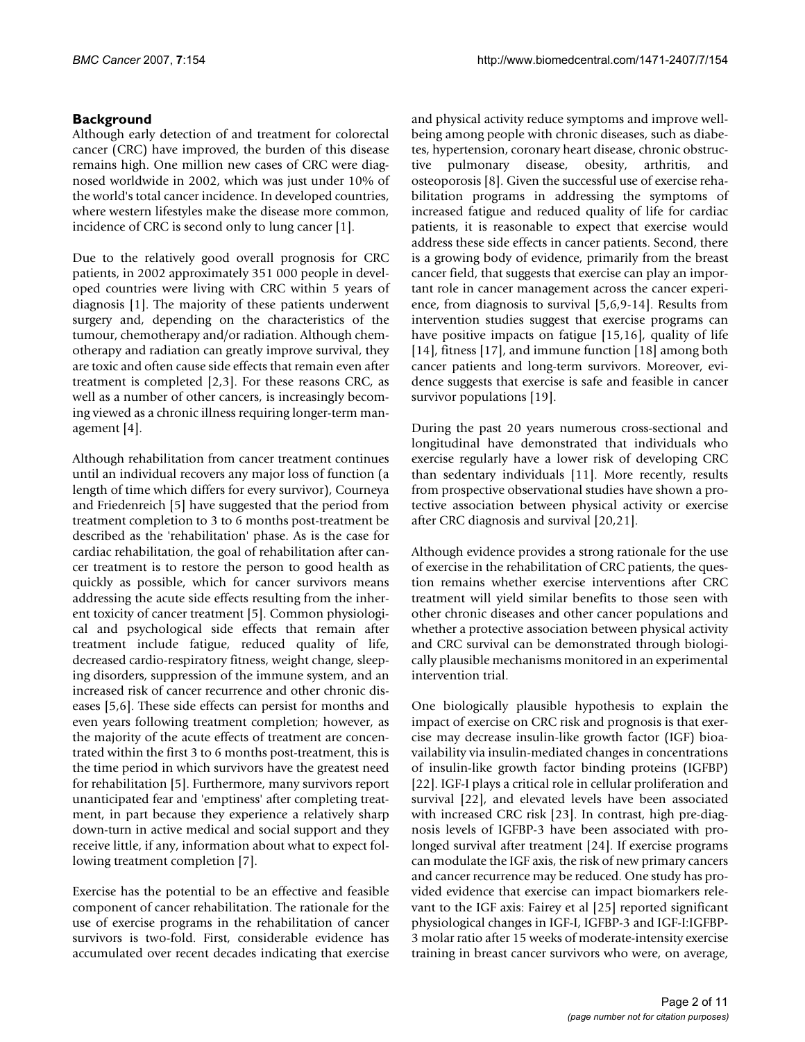## Background

Although early detection of and treatment for colorectal cancer (CRC) have improved, the burden of this disease remains high. One million new cases of CRC were diagnosed worldwide in 2002, which was just under 10% of the world's total cancer incidence. In developed countries, where western lifestyles make the disease more common, incidence of CRC is second only to lung cancer [1].

Due to the relatively good overall prognosis for CRC patients, in 2002 approximately 351 000 people in developed countries were living with CRC within 5 years of diagnosis [1]. The majority of these patients underwent surgery and, depending on the characteristics of the tumour, chemotherapy and/or radiation. Although chemotherapy and radiation can greatly improve survival, they are toxic and often cause side effects that remain even after treatment is completed [2,3]. For these reasons CRC, as well as a number of other cancers, is increasingly becoming viewed as a chronic illness requiring longer-term management [4].

Although rehabilitation from cancer treatment continues until an individual recovers any major loss of function (a length of time which differs for every survivor), Courneya and Friedenreich [5] have suggested that the period from treatment completion to 3 to 6 months post-treatment be described as the 'rehabilitation' phase. As is the case for cardiac rehabilitation, the goal of rehabilitation after cancer treatment is to restore the person to good health as quickly as possible, which for cancer survivors means addressing the acute side effects resulting from the inherent toxicity of cancer treatment [5]. Common physiological and psychological side effects that remain after treatment include fatigue, reduced quality of life, decreased cardio-respiratory fitness, weight change, sleeping disorders, suppression of the immune system, and an increased risk of cancer recurrence and other chronic diseases [5,6]. These side effects can persist for months and even years following treatment completion; however, as the majority of the acute effects of treatment are concentrated within the first 3 to 6 months post-treatment, this is the time period in which survivors have the greatest need for rehabilitation [5]. Furthermore, many survivors report unanticipated fear and 'emptiness' after completing treatment, in part because they experience a relatively sharp down-turn in active medical and social support and they receive little, if any, information about what to expect following treatment completion [7].

Exercise has the potential to be an effective and feasible component of cancer rehabilitation. The rationale for the use of exercise programs in the rehabilitation of cancer survivors is two-fold. First, considerable evidence has accumulated over recent decades indicating that exercise and physical activity reduce symptoms and improve well-being among people with chronic diseases, such as diabetes, hypertension, coronary heart disease, chronic obstructive pulmonary disease, obesity, arthritis, and osteoporosis [8]. Given the successful use of exercise rehabilitation programs in addressing the symptoms of increased fatigue and reduced quality of life for cardiac patients, it is reasonable to expect that exercise would address these side effects in cancer patients. Second, there is a growing body of evidence, primarily from the breast cancer field, that suggests that exercise can play an important role in cancer management across the cancer experience, from diagnosis to survival [5,6,9-14]. Results from intervention studies suggest that exercise programs can have positive impacts on fatigue [15,16], quality of life [14], fitness [17], and immune function [18] among both cancer patients and long-term survivors. Moreover, evidence suggests that exercise is safe and feasible in cancer survivor populations [19].

During the past 20 years numerous cross-sectional and longitudinal have demonstrated that individuals who exercise regularly have a lower risk of developing CRC than sedentary individuals [11]. More recently, results from prospective observational studies have shown a protective association between physical activity or exercise after CRC diagnosis and survival [20,21].

Although evidence provides a strong rationale for the use of exercise in the rehabilitation of CRC patients, the question remains whether exercise interventions after CRC treatment will yield similar benefits to those seen with other chronic diseases and other cancer populations and whether a protective association between physical activity and CRC survival can be demonstrated through biologically plausible mechanisms monitored in an experimental intervention trial.

One biologically plausible hypothesis to explain the impact of exercise on CRC risk and prognosis is that exercise may decrease insulin-like growth factor (IGF) bioavailability via insulin-mediated changes in concentrations of insulin-like growth factor binding proteins (IGFBP) [22]. IGF-I plays a critical role in cellular proliferation and survival [22], and elevated levels have been associated with increased CRC risk [23]. In contrast, high pre-diagnosis levels of IGFBP-3 have been associated with prolonged survival after treatment [24]. If exercise programs can modulate the IGF axis, the risk of new primary cancers and cancer recurrence may be reduced. One study has provided evidence that exercise can impact biomarkers relevant to the IGF axis: Fairey et al [25] reported significant physiological changes in IGF-I, IGFBP-3 and IGF-I:IGFBP-3 molar ratio after 15 weeks of moderate-intensity exercise training in breast cancer survivors who were, on average,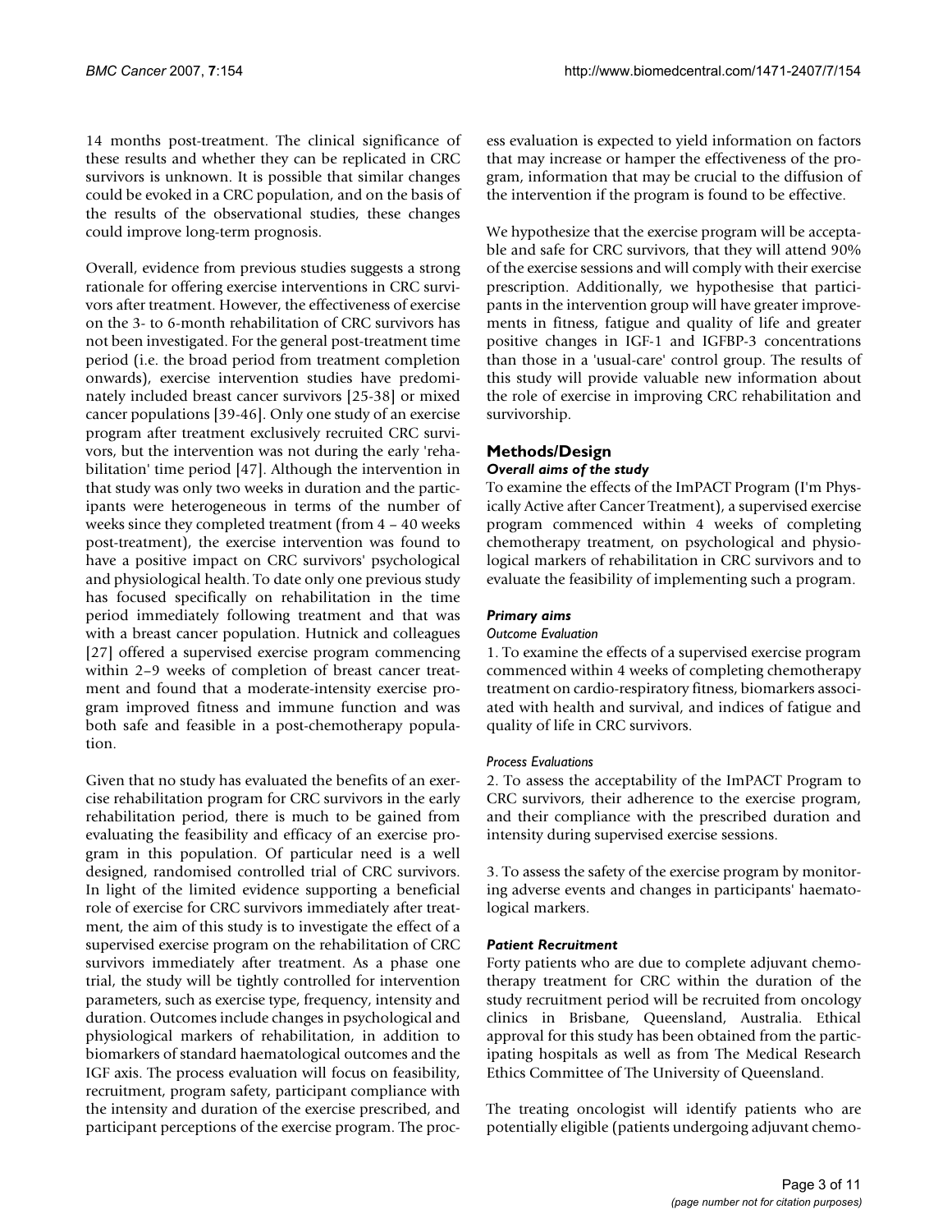14 months post-treatment. The clinical significance of these results and whether they can be replicated in CRC survivors is unknown. It is possible that similar changes could be evoked in a CRC population, and on the basis of the results of the observational studies, these changes could improve long-term prognosis.

Overall, evidence from previous studies suggests a strong rationale for offering exercise interventions in CRC survivors after treatment. However, the effectiveness of exercise on the 3- to 6-month rehabilitation of CRC survivors has not been investigated. For the general post-treatment time period (i.e. the broad period from treatment completion onwards), exercise intervention studies have predominately included breast cancer survivors [25-38] or mixed cancer populations [39-46]. Only one study of an exercise program after treatment exclusively recruited CRC survivors, but the intervention was not during the early 'rehabilitation' time period [47]. Although the intervention in that study was only two weeks in duration and the participants were heterogeneous in terms of the number of weeks since they completed treatment (from 4 – 40 weeks post-treatment), the exercise intervention was found to have a positive impact on CRC survivors' psychological and physiological health. To date only one previous study has focused specifically on rehabilitation in the time period immediately following treatment and that was with a breast cancer population. Hutnick and colleagues [27] offered a supervised exercise program commencing within 2–9 weeks of completion of breast cancer treatment and found that a moderate-intensity exercise program improved fitness and immune function and was both safe and feasible in a post-chemotherapy population.

Given that no study has evaluated the benefits of an exercise rehabilitation program for CRC survivors in the early rehabilitation period, there is much to be gained from evaluating the feasibility and efficacy of an exercise program in this population. Of particular need is a well designed, randomised controlled trial of CRC survivors. In light of the limited evidence supporting a beneficial role of exercise for CRC survivors immediately after treatment, the aim of this study is to investigate the effect of a supervised exercise program on the rehabilitation of CRC survivors immediately after treatment. As a phase one trial, the study will be tightly controlled for intervention parameters, such as exercise type, frequency, intensity and duration. Outcomes include changes in psychological and physiological markers of rehabilitation, in addition to biomarkers of standard haematological outcomes and the IGF axis. The process evaluation will focus on feasibility, recruitment, program safety, participant compliance with the intensity and duration of the exercise prescribed, and participant perceptions of the exercise program. The process evaluation is expected to yield information on factors that may increase or hamper the effectiveness of the program, information that may be crucial to the diffusion of the intervention if the program is found to be effective.

We hypothesize that the exercise program will be acceptable and safe for CRC survivors, that they will attend 90% of the exercise sessions and will comply with their exercise prescription. Additionally, we hypothesise that participants in the intervention group will have greater improvements in fitness, fatigue and quality of life and greater positive changes in IGF-1 and IGFBP-3 concentrations than those in a 'usual-care' control group. The results of this study will provide valuable new information about the role of exercise in improving CRC rehabilitation and survivorship.

## Methods/Design

### *Overall aims of the study*

To examine the effects of the ImPACT Program (I'm Physically Active after Cancer Treatment), a supervised exercise program commenced within 4 weeks of completing chemotherapy treatment, on psychological and physiological markers of rehabilitation in CRC survivors and to evaluate the feasibility of implementing such a program.

### *Primary aims*

*Outcome Evaluation*

1. To examine the effects of a supervised exercise program commenced within 4 weeks of completing chemotherapy treatment on cardio-respiratory fitness, biomarkers associated with health and survival, and indices of fatigue and quality of life in CRC survivors.

*Process Evaluations*

2. To assess the acceptability of the ImPACT Program to CRC survivors, their adherence to the exercise program, and their compliance with the prescribed duration and intensity during supervised exercise sessions.

3. To assess the safety of the exercise program by monitoring adverse events and changes in participants' haematological markers.

### *Patient Recruitment*

Forty patients who are due to complete adjuvant chemotherapy treatment for CRC within the duration of the study recruitment period will be recruited from oncology clinics in Brisbane, Queensland, Australia. Ethical approval for this study has been obtained from the participating hospitals as well as from The Medical Research Ethics Committee of The University of Queensland.

The treating oncologist will identify patients who are potentially eligible (patients undergoing adjuvant chemo-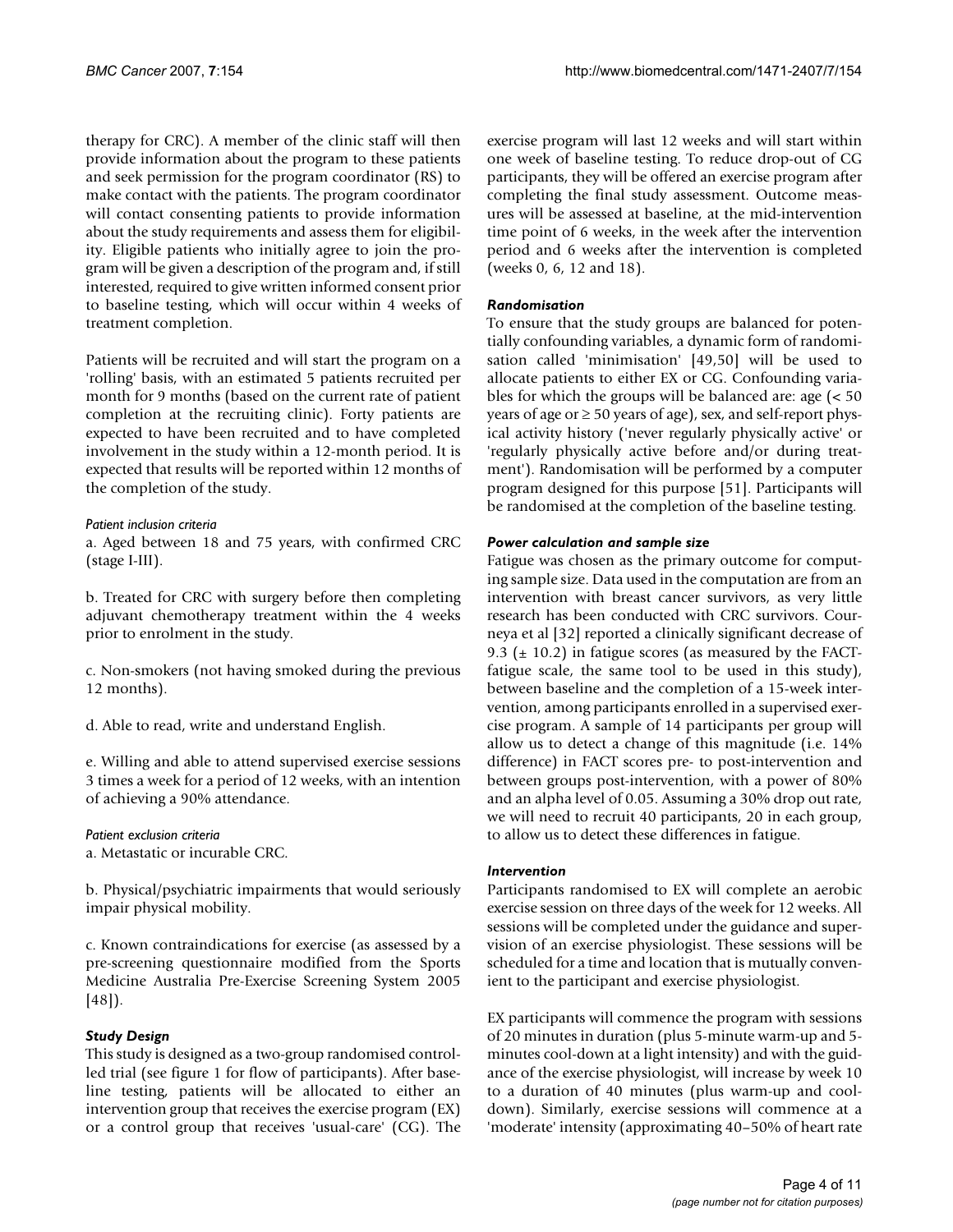therapy for CRC). A member of the clinic staff will then provide information about the program to these patients and seek permission for the program coordinator (RS) to make contact with the patients. The program coordinator will contact consenting patients to provide information about the study requirements and assess them for eligibility. Eligible patients who initially agree to join the program will be given a description of the program and, if still interested, required to give written informed consent prior to baseline testing, which will occur within 4 weeks of treatment completion.

Patients will be recruited and will start the program on a 'rolling' basis, with an estimated 5 patients recruited per month for 9 months (based on the current rate of patient completion at the recruiting clinic). Forty patients are expected to have been recruited and to have completed involvement in the study within a 12-month period. It is expected that results will be reported within 12 months of the completion of the study.

#### *Patient inclusion criteria*

a. Aged between 18 and 75 years, with confirmed CRC (stage I-III).

b. Treated for CRC with surgery before then completing adjuvant chemotherapy treatment within the 4 weeks prior to enrolment in the study.

c. Non-smokers (not having smoked during the previous 12 months).

d. Able to read, write and understand English.

e. Willing and able to attend supervised exercise sessions 3 times a week for a period of 12 weeks, with an intention of achieving a 90% attendance.

#### *Patient exclusion criteria*

a. Metastatic or incurable CRC.

b. Physical/psychiatric impairments that would seriously impair physical mobility.

c. Known contraindications for exercise (as assessed by a pre-screening questionnaire modified from the Sports Medicine Australia Pre-Exercise Screening System 2005 [48]).

### *Study Design*

This study is designed as a two-group randomised controlled trial (see figure 1 for flow of participants). After baseline testing, patients will be allocated to either an intervention group that receives the exercise program (EX) or a control group that receives 'usual-care' (CG). The exercise program will last 12 weeks and will start within one week of baseline testing. To reduce drop-out of CG participants, they will be offered an exercise program after completing the final study assessment. Outcome measures will be assessed at baseline, at the mid-intervention time point of 6 weeks, in the week after the intervention period and 6 weeks after the intervention is completed (weeks 0, 6, 12 and 18).

### *Randomisation*

To ensure that the study groups are balanced for potentially confounding variables, a dynamic form of randomisation called 'minimisation' [49,50] will be used to allocate patients to either EX or CG. Confounding variables for which the groups will be balanced are: age (< 50 years of age or ≥ 50 years of age), sex, and self-report physical activity history ('never regularly physically active' or 'regularly physically active before and/or during treatment'). Randomisation will be performed by a computer program designed for this purpose [51]. Participants will be randomised at the completion of the baseline testing.

### *Power calculation and sample size*

Fatigue was chosen as the primary outcome for computing sample size. Data used in the computation are from an intervention with breast cancer survivors, as very little research has been conducted with CRC survivors. Courneya et al [32] reported a clinically significant decrease of 9.3 (± 10.2) in fatigue scores (as measured by the FACT-fatigue scale, the same tool to be used in this study), between baseline and the completion of a 15-week intervention, among participants enrolled in a supervised exercise program. A sample of 14 participants per group will allow us to detect a change of this magnitude (i.e. 14% difference) in FACT scores pre- to post-intervention and between groups post-intervention, with a power of 80% and an alpha level of 0.05. Assuming a 30% drop out rate, we will need to recruit 40 participants, 20 in each group, to allow us to detect these differences in fatigue.

### *Intervention*

Participants randomised to EX will complete an aerobic exercise session on three days of the week for 12 weeks. All sessions will be completed under the guidance and supervision of an exercise physiologist. These sessions will be scheduled for a time and location that is mutually convenient to the participant and exercise physiologist.

EX participants will commence the program with sessions of 20 minutes in duration (plus 5-minute warm-up and 5-minutes cool-down at a light intensity) and with the guidance of the exercise physiologist, will increase by week 10 to a duration of 40 minutes (plus warm-up and cool-down). Similarly, exercise sessions will commence at a 'moderate' intensity (approximating 40–50% of heart rate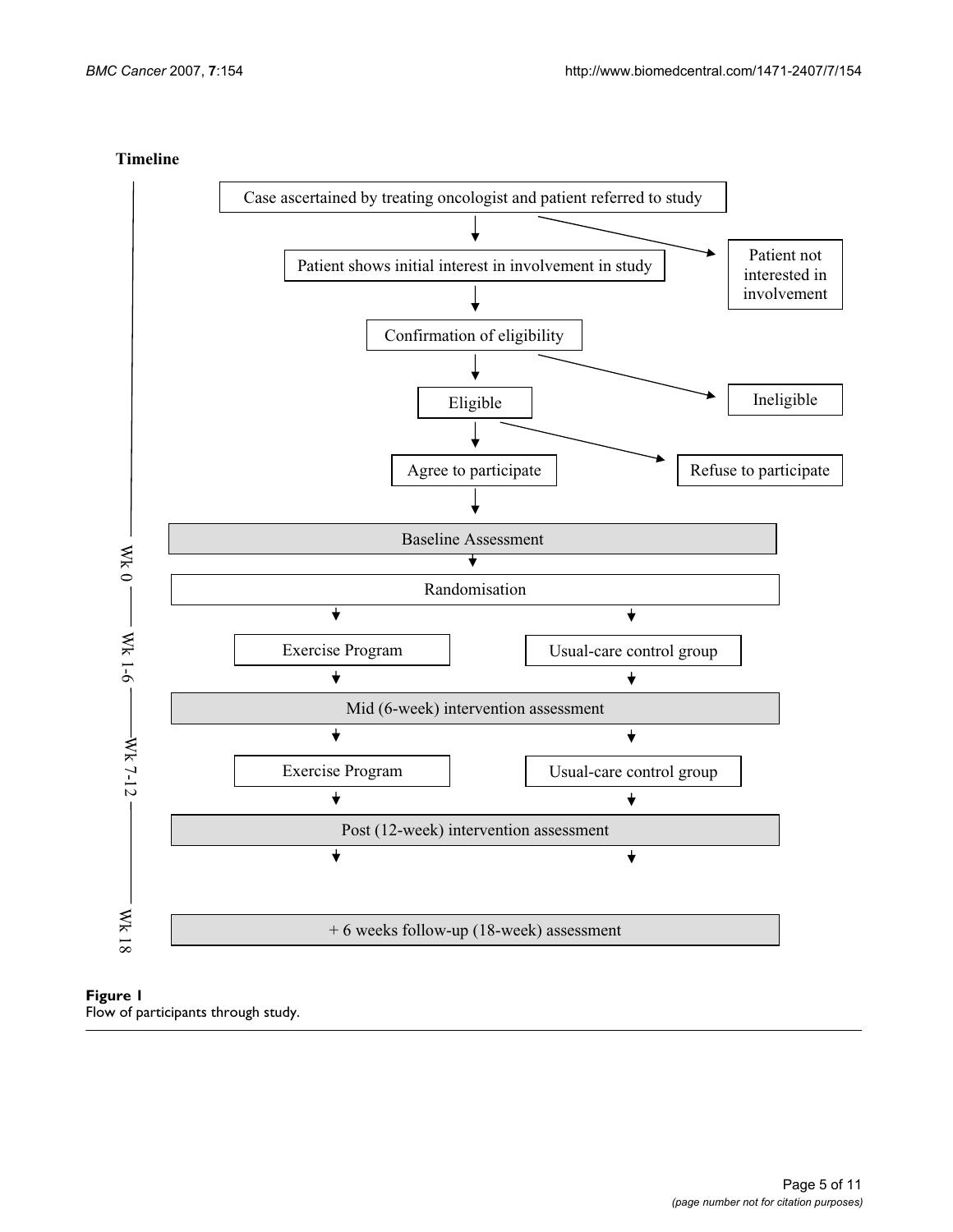**Timeline**

Case ascertained by treating oncologist and patient referred to study

→ Patient not interested in involvement

Patient shows initial interest in involvement in study

Confirmation of eligibility

→ Ineligible

Eligible

→ Refuse to participate

Agree to participate

Wk 0 — Baseline Assessment

Randomisation

Wk 1-6 — Exercise Program | Usual-care control group

Mid (6-week) intervention assessment

Wk 7-12 — Exercise Program | Usual-care control group

Post (12-week) intervention assessment

Wk 18 — + 6 weeks follow-up (18-week) assessment

**Figure 1**
Flow of participants through study.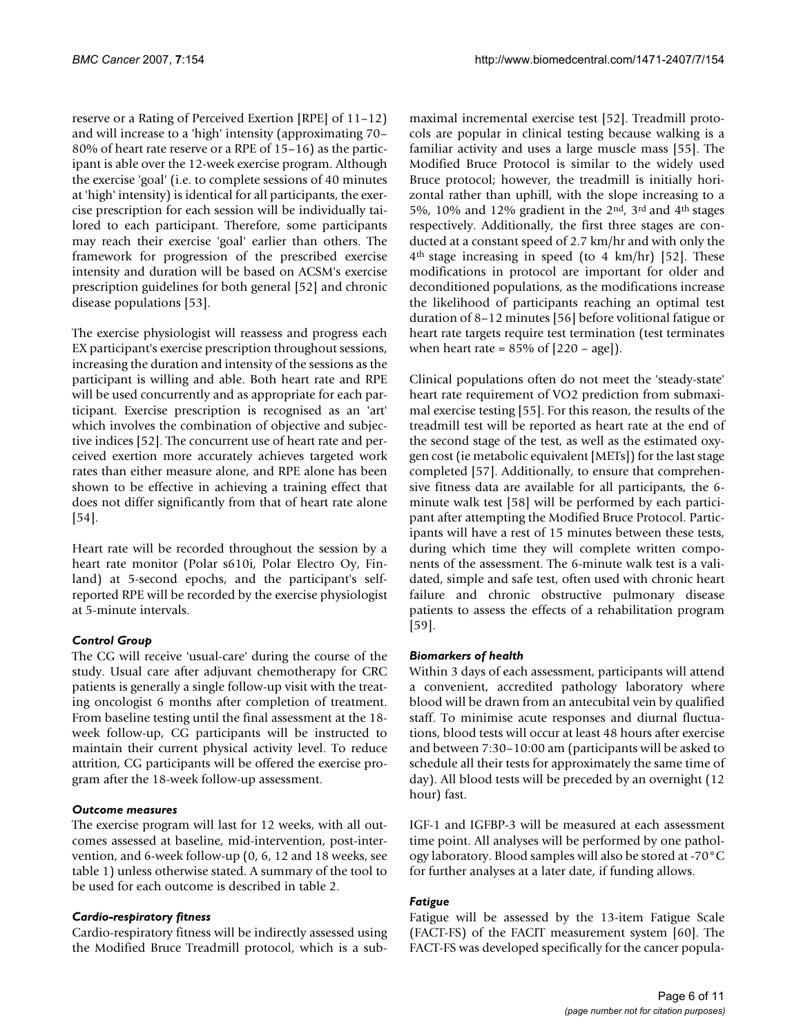reserve or a Rating of Perceived Exertion [RPE] of 11–12) and will increase to a 'high' intensity (approximating 70–80% of heart rate reserve or a RPE of 15–16) as the participant is able over the 12-week exercise program. Although the exercise 'goal' (i.e. to complete sessions of 40 minutes at 'high' intensity) is identical for all participants, the exercise prescription for each session will be individually tailored to each participant. Therefore, some participants may reach their exercise 'goal' earlier than others. The framework for progression of the prescribed exercise intensity and duration will be based on ACSM's exercise prescription guidelines for both general [52] and chronic disease populations [53].

The exercise physiologist will reassess and progress each EX participant's exercise prescription throughout sessions, increasing the duration and intensity of the sessions as the participant is willing and able. Both heart rate and RPE will be used concurrently and as appropriate for each participant. Exercise prescription is recognised as an 'art' which involves the combination of objective and subjective indices [52]. The concurrent use of heart rate and perceived exertion more accurately achieves targeted work rates than either measure alone, and RPE alone has been shown to be effective in achieving a training effect that does not differ significantly from that of heart rate alone [54].

Heart rate will be recorded throughout the session by a heart rate monitor (Polar s610i, Polar Electro Oy, Finland) at 5-second epochs, and the participant's self-reported RPE will be recorded by the exercise physiologist at 5-minute intervals.

### *Control Group*

The CG will receive 'usual-care' during the course of the study. Usual care after adjuvant chemotherapy for CRC patients is generally a single follow-up visit with the treating oncologist 6 months after completion of treatment. From baseline testing until the final assessment at the 18-week follow-up, CG participants will be instructed to maintain their current physical activity level. To reduce attrition, CG participants will be offered the exercise program after the 18-week follow-up assessment.

### *Outcome measures*

The exercise program will last for 12 weeks, with all outcomes assessed at baseline, mid-intervention, post-intervention, and 6-week follow-up (0, 6, 12 and 18 weeks, see table 1) unless otherwise stated. A summary of the tool to be used for each outcome is described in table 2.

### *Cardio-respiratory fitness*

Cardio-respiratory fitness will be indirectly assessed using the Modified Bruce Treadmill protocol, which is a submaximal incremental exercise test [52]. Treadmill protocols are popular in clinical testing because walking is a familiar activity and uses a large muscle mass [55]. The Modified Bruce Protocol is similar to the widely used Bruce protocol; however, the treadmill is initially horizontal rather than uphill, with the slope increasing to a 5%, 10% and 12% gradient in the 2nd, 3rd and 4th stages respectively. Additionally, the first three stages are conducted at a constant speed of 2.7 km/hr and with only the 4th stage increasing in speed (to 4 km/hr) [52]. These modifications in protocol are important for older and deconditioned populations, as the modifications increase the likelihood of participants reaching an optimal test duration of 8–12 minutes [56] before volitional fatigue or heart rate targets require test termination (test terminates when heart rate = 85% of [220 – age]).

Clinical populations often do not meet the 'steady-state' heart rate requirement of VO2 prediction from submaximal exercise testing [55]. For this reason, the results of the treadmill test will be reported as heart rate at the end of the second stage of the test, as well as the estimated oxygen cost (ie metabolic equivalent [METs]) for the last stage completed [57]. Additionally, to ensure that comprehensive fitness data are available for all participants, the 6-minute walk test [58] will be performed by each participant after attempting the Modified Bruce Protocol. Participants will have a rest of 15 minutes between these tests, during which time they will complete written components of the assessment. The 6-minute walk test is a validated, simple and safe test, often used with chronic heart failure and chronic obstructive pulmonary disease patients to assess the effects of a rehabilitation program [59].

### *Biomarkers of health*

Within 3 days of each assessment, participants will attend a convenient, accredited pathology laboratory where blood will be drawn from an antecubital vein by qualified staff. To minimise acute responses and diurnal fluctuations, blood tests will occur at least 48 hours after exercise and between 7:30–10:00 am (participants will be asked to schedule all their tests for approximately the same time of day). All blood tests will be preceded by an overnight (12 hour) fast.

IGF-1 and IGFBP-3 will be measured at each assessment time point. All analyses will be performed by one pathology laboratory. Blood samples will also be stored at -70°C for further analyses at a later date, if funding allows.

### *Fatigue*

Fatigue will be assessed by the 13-item Fatigue Scale (FACT-FS) of the FACIT measurement system [60]. The FACT-FS was developed specifically for the cancer popula-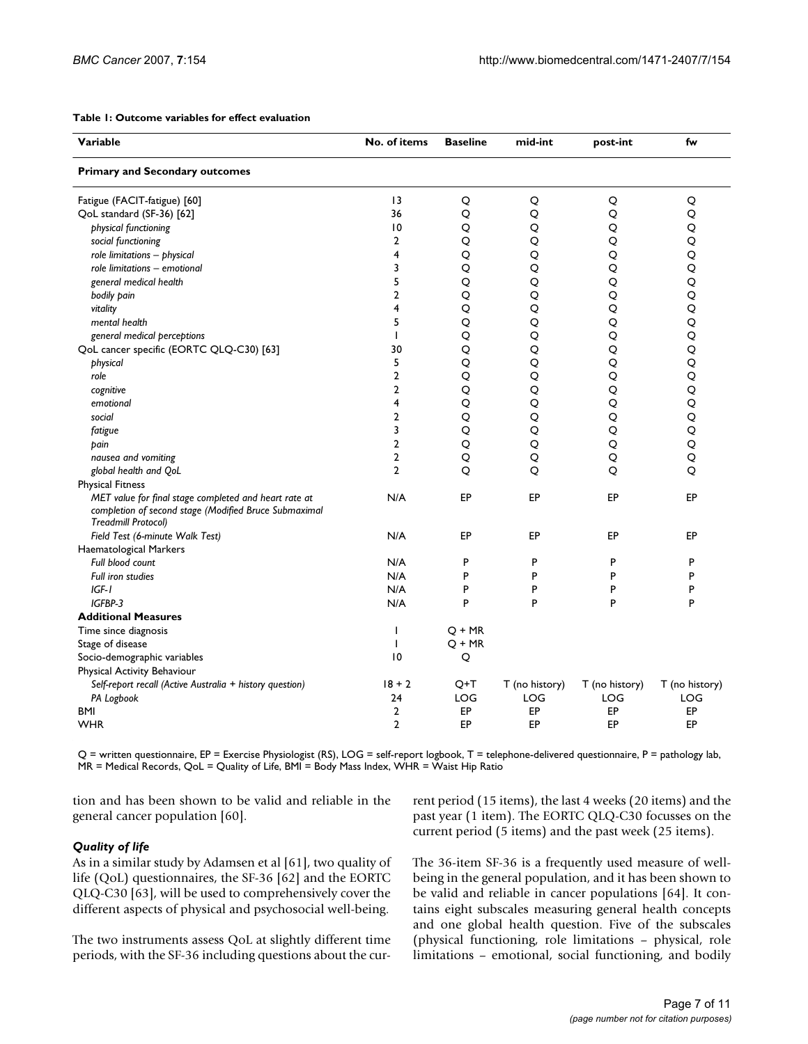**Table 1: Outcome variables for effect evaluation**

| Variable | No. of items | Baseline | mid-int | post-int | fw |
|---|---|---|---|---|---|
| **Primary and Secondary outcomes** | | | | | |
| Fatigue (FACIT-fatigue) [60] | 13 | Q | Q | Q | Q |
| QoL standard (SF-36) [62] | 36 | Q | Q | Q | Q |
| *physical functioning* | 10 | Q | Q | Q | Q |
| *social functioning* | 2 | Q | Q | Q | Q |
| *role limitations – physical* | 4 | Q | Q | Q | Q |
| *role limitations – emotional* | 3 | Q | Q | Q | Q |
| *general medical health* | 5 | Q | Q | Q | Q |
| *bodily pain* | 2 | Q | Q | Q | Q |
| *vitality* | 4 | Q | Q | Q | Q |
| *mental health* | 5 | Q | Q | Q | Q |
| *general medical perceptions* | 1 | Q | Q | Q | Q |
| QoL cancer specific (EORTC QLQ-C30) [63] | 30 | Q | Q | Q | Q |
| *physical* | 5 | Q | Q | Q | Q |
| *role* | 2 | Q | Q | Q | Q |
| *cognitive* | 2 | Q | Q | Q | Q |
| *emotional* | 4 | Q | Q | Q | Q |
| *social* | 2 | Q | Q | Q | Q |
| *fatigue* | 3 | Q | Q | Q | Q |
| *pain* | 2 | Q | Q | Q | Q |
| *nausea and vomiting* | 2 | Q | Q | Q | Q |
| *global health and QoL* | 2 | Q | Q | Q | Q |
| Physical Fitness | | | | | |
| *MET value for final stage completed and heart rate at completion of second stage (Modified Bruce Submaximal Treadmill Protocol)* | N/A | EP | EP | EP | EP |
| *Field Test (6-minute Walk Test)* | N/A | EP | EP | EP | EP |
| Haematological Markers | | | | | |
| *Full blood count* | N/A | P | P | P | P |
| *Full iron studies* | N/A | P | P | P | P |
| *IGF-1* | N/A | P | P | P | P |
| *IGFBP-3* | N/A | P | P | P | P |
| **Additional Measures** | | | | | |
| Time since diagnosis | 1 | Q + MR | | | |
| Stage of disease | 1 | Q + MR | | | |
| Socio-demographic variables | 10 | Q | | | |
| Physical Activity Behaviour | | | | | |
| *Self-report recall (Active Australia + history question)* | 18 + 2 | Q+T | T (no history) | T (no history) | T (no history) |
| *PA Logbook* | 24 | LOG | LOG | LOG | LOG |
| BMI | 2 | EP | EP | EP | EP |
| WHR | 2 | EP | EP | EP | EP |

Q = written questionnaire, EP = Exercise Physiologist (RS), LOG = self-report logbook, T = telephone-delivered questionnaire, P = pathology lab, MR = Medical Records, QoL = Quality of Life, BMI = Body Mass Index, WHR = Waist Hip Ratio

tion and has been shown to be valid and reliable in the general cancer population [60].

### *Quality of life*

As in a similar study by Adamsen et al [61], two quality of life (QoL) questionnaires, the SF-36 [62] and the EORTC QLQ-C30 [63], will be used to comprehensively cover the different aspects of physical and psychosocial well-being.

The two instruments assess QoL at slightly different time periods, with the SF-36 including questions about the current period (15 items), the last 4 weeks (20 items) and the past year (1 item). The EORTC QLQ-C30 focusses on the current period (5 items) and the past week (25 items).

The 36-item SF-36 is a frequently used measure of well-being in the general population, and it has been shown to be valid and reliable in cancer populations [64]. It contains eight subscales measuring general health concepts and one global health question. Five of the subscales (physical functioning, role limitations – physical, role limitations – emotional, social functioning, and bodily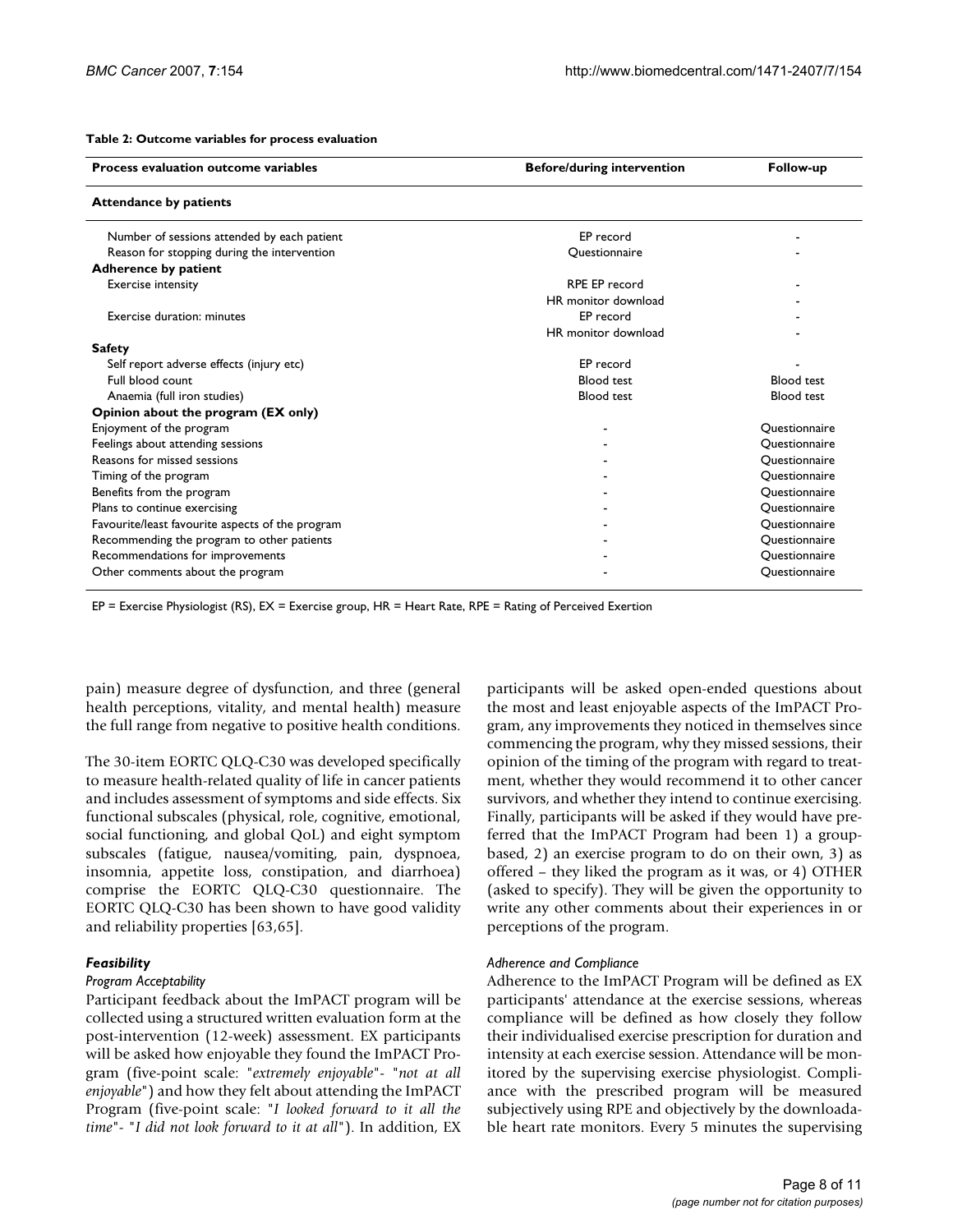**Table 2: Outcome variables for process evaluation**

| Process evaluation outcome variables | Before/during intervention | Follow-up |
| --- | --- | --- |
| **Attendance by patients** | | |
| Number of sessions attended by each patient | EP record | - |
| Reason for stopping during the intervention | Questionnaire | - |
| **Adherence by patient** | | |
| Exercise intensity | RPE EP record | - |
| | HR monitor download | - |
| Exercise duration: minutes | EP record | - |
| | HR monitor download | - |
| **Safety** | | |
| Self report adverse effects (injury etc) | EP record | - |
| Full blood count | Blood test | Blood test |
| Anaemia (full iron studies) | Blood test | Blood test |
| **Opinion about the program (EX only)** | | |
| Enjoyment of the program | - | Questionnaire |
| Feelings about attending sessions | - | Questionnaire |
| Reasons for missed sessions | - | Questionnaire |
| Timing of the program | - | Questionnaire |
| Benefits from the program | - | Questionnaire |
| Plans to continue exercising | - | Questionnaire |
| Favourite/least favourite aspects of the program | - | Questionnaire |
| Recommending the program to other patients | - | Questionnaire |
| Recommendations for improvements | - | Questionnaire |
| Other comments about the program | - | Questionnaire |

EP = Exercise Physiologist (RS), EX = Exercise group, HR = Heart Rate, RPE = Rating of Perceived Exertion

pain) measure degree of dysfunction, and three (general health perceptions, vitality, and mental health) measure the full range from negative to positive health conditions.

The 30-item EORTC QLQ-C30 was developed specifically to measure health-related quality of life in cancer patients and includes assessment of symptoms and side effects. Six functional subscales (physical, role, cognitive, emotional, social functioning, and global QoL) and eight symptom subscales (fatigue, nausea/vomiting, pain, dyspnoea, insomnia, appetite loss, constipation, and diarrhoea) comprise the EORTC QLQ-C30 questionnaire. The EORTC QLQ-C30 has been shown to have good validity and reliability properties [63,65].

### *Feasibility*

#### *Program Acceptability*

Participant feedback about the ImPACT program will be collected using a structured written evaluation form at the post-intervention (12-week) assessment. EX participants will be asked how enjoyable they found the ImPACT Program (five-point scale: "*extremely enjoyable*"- "*not at all enjoyable*") and how they felt about attending the ImPACT Program (five-point scale: "*I looked forward to it all the time*"- "*I did not look forward to it at all*"). In addition, EX participants will be asked open-ended questions about the most and least enjoyable aspects of the ImPACT Program, any improvements they noticed in themselves since commencing the program, why they missed sessions, their opinion of the timing of the program with regard to treatment, whether they would recommend it to other cancer survivors, and whether they intend to continue exercising. Finally, participants will be asked if they would have preferred that the ImPACT Program had been 1) a group-based, 2) an exercise program to do on their own, 3) as offered – they liked the program as it was, or 4) OTHER (asked to specify). They will be given the opportunity to write any other comments about their experiences in or perceptions of the program.

#### *Adherence and Compliance*

Adherence to the ImPACT Program will be defined as EX participants' attendance at the exercise sessions, whereas compliance will be defined as how closely they follow their individualised exercise prescription for duration and intensity at each exercise session. Attendance will be monitored by the supervising exercise physiologist. Compliance with the prescribed program will be measured subjectively using RPE and objectively by the downloadable heart rate monitors. Every 5 minutes the supervising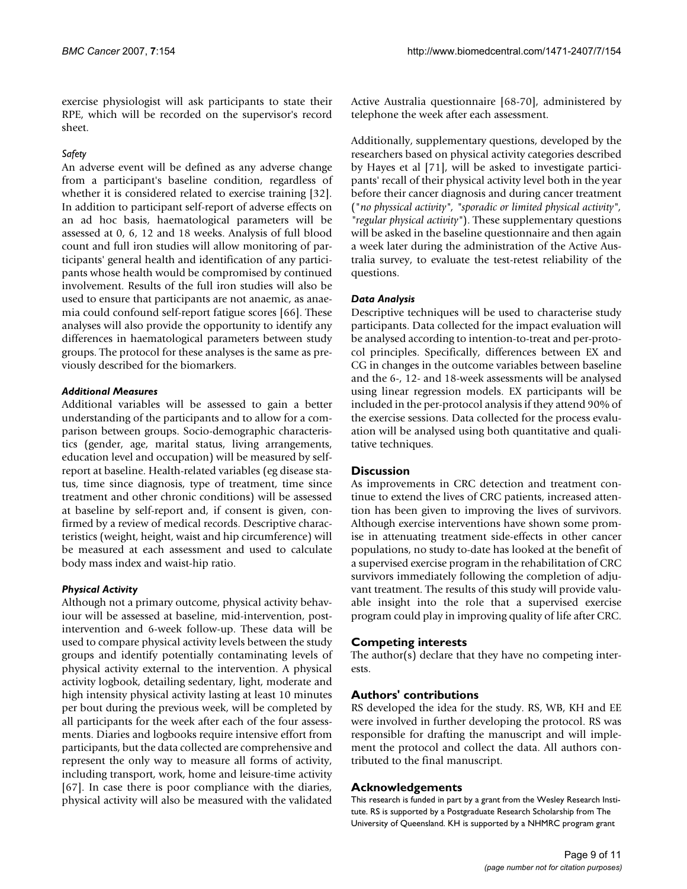exercise physiologist will ask participants to state their RPE, which will be recorded on the supervisor's record sheet.

#### *Safety*

An adverse event will be defined as any adverse change from a participant's baseline condition, regardless of whether it is considered related to exercise training [32]. In addition to participant self-report of adverse effects on an ad hoc basis, haematological parameters will be assessed at 0, 6, 12 and 18 weeks. Analysis of full blood count and full iron studies will allow monitoring of participants' general health and identification of any participants whose health would be compromised by continued involvement. Results of the full iron studies will also be used to ensure that participants are not anaemic, as anaemia could confound self-report fatigue scores [66]. These analyses will also provide the opportunity to identify any differences in haematological parameters between study groups. The protocol for these analyses is the same as previously described for the biomarkers.

### *Additional Measures*

Additional variables will be assessed to gain a better understanding of the participants and to allow for a comparison between groups. Socio-demographic characteristics (gender, age, marital status, living arrangements, education level and occupation) will be measured by self-report at baseline. Health-related variables (eg disease status, time since diagnosis, type of treatment, time since treatment and other chronic conditions) will be assessed at baseline by self-report and, if consent is given, confirmed by a review of medical records. Descriptive characteristics (weight, height, waist and hip circumference) will be measured at each assessment and used to calculate body mass index and waist-hip ratio.

### *Physical Activity*

Although not a primary outcome, physical activity behaviour will be assessed at baseline, mid-intervention, post-intervention and 6-week follow-up. These data will be used to compare physical activity levels between the study groups and identify potentially contaminating levels of physical activity external to the intervention. A physical activity logbook, detailing sedentary, light, moderate and high intensity physical activity lasting at least 10 minutes per bout during the previous week, will be completed by all participants for the week after each of the four assessments. Diaries and logbooks require intensive effort from participants, but the data collected are comprehensive and represent the only way to measure all forms of activity, including transport, work, home and leisure-time activity [67]. In case there is poor compliance with the diaries, physical activity will also be measured with the validated Active Australia questionnaire [68-70], administered by telephone the week after each assessment.

Additionally, supplementary questions, developed by the researchers based on physical activity categories described by Hayes et al [71], will be asked to investigate participants' recall of their physical activity level both in the year before their cancer diagnosis and during cancer treatment (*"no physsical activity", "sporadic or limited physical activity", "regular physical activity"*). These supplementary questions will be asked in the baseline questionnaire and then again a week later during the administration of the Active Australia survey, to evaluate the test-retest reliability of the questions.

### *Data Analysis*

Descriptive techniques will be used to characterise study participants. Data collected for the impact evaluation will be analysed according to intention-to-treat and per-protocol principles. Specifically, differences between EX and CG in changes in the outcome variables between baseline and the 6-, 12- and 18-week assessments will be analysed using linear regression models. EX participants will be included in the per-protocol analysis if they attend 90% of the exercise sessions. Data collected for the process evaluation will be analysed using both quantitative and qualitative techniques.

## Discussion

As improvements in CRC detection and treatment continue to extend the lives of CRC patients, increased attention has been given to improving the lives of survivors. Although exercise interventions have shown some promise in attenuating treatment side-effects in other cancer populations, no study to-date has looked at the benefit of a supervised exercise program in the rehabilitation of CRC survivors immediately following the completion of adjuvant treatment. The results of this study will provide valuable insight into the role that a supervised exercise program could play in improving quality of life after CRC.

## Competing interests

The author(s) declare that they have no competing interests.

## Authors' contributions

RS developed the idea for the study. RS, WB, KH and EE were involved in further developing the protocol. RS was responsible for drafting the manuscript and will implement the protocol and collect the data. All authors contributed to the final manuscript.

## Acknowledgements

This research is funded in part by a grant from the Wesley Research Institute. RS is supported by a Postgraduate Research Scholarship from The University of Queensland. KH is supported by a NHMRC program grant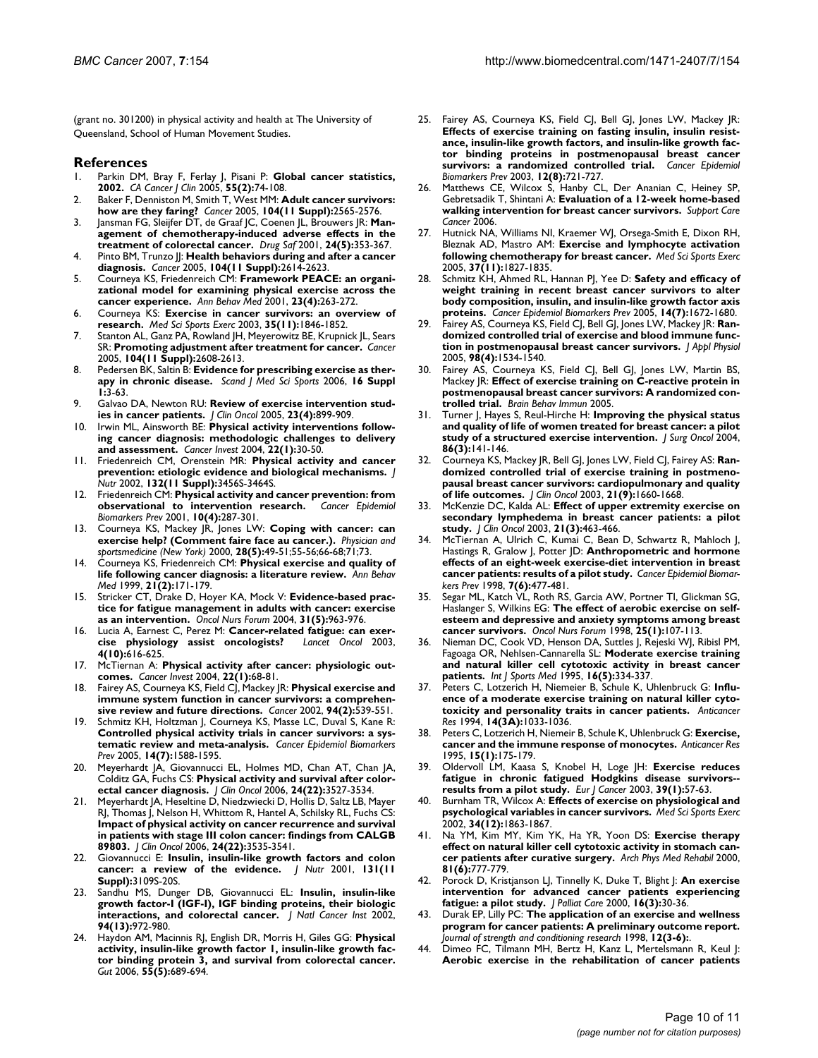(grant no. 301200) in physical activity and health at The University of Queensland, School of Human Movement Studies.

## References

1. Parkin DM, Bray F, Ferlay J, Pisani P: **Global cancer statistics, 2002.** *CA Cancer J Clin* 2005, **55(2):**74-108.
2. Baker F, Denniston M, Smith T, West MM: **Adult cancer survivors: how are they faring?** *Cancer* 2005, **104(11 Suppl):**2565-2576.
3. Jansman FG, Sleijfer DT, de Graaf JC, Coenen JL, Brouwers JR: **Management of chemotherapy-induced adverse effects in the treatment of colorectal cancer.** *Drug Saf* 2001, **24(5):**353-367.
4. Pinto BM, Trunzo JJ: **Health behaviors during and after a cancer diagnosis.** *Cancer* 2005, **104(11 Suppl):**2614-2623.
5. Courneya KS, Friedenreich CM: **Framework PEACE: an organizational model for examining physical exercise across the cancer experience.** *Ann Behav Med* 2001, **23(4):**263-272.
6. Courneya KS: **Exercise in cancer survivors: an overview of research.** *Med Sci Sports Exerc* 2003, **35(11):**1846-1852.
7. Stanton AL, Ganz PA, Rowland JH, Meyerowitz BE, Krupnick JL, Sears SR: **Promoting adjustment after treatment for cancer.** *Cancer* 2005, **104(11 Suppl):**2608-2613.
8. Pedersen BK, Saltin B: **Evidence for prescribing exercise as therapy in chronic disease.** *Scand J Med Sci Sports* 2006, **16 Suppl 1:**3-63.
9. Galvao DA, Newton RU: **Review of exercise intervention studies in cancer patients.** *J Clin Oncol* 2005, **23(4):**899-909.
10. Irwin ML, Ainsworth BE: **Physical activity interventions following cancer diagnosis: methodologic challenges to delivery and assessment.** *Cancer Invest* 2004, **22(1):**30-50.
11. Friedenreich CM, Orenstein MR: **Physical activity and cancer prevention: etiologic evidence and biological mechanisms.** *J Nutr* 2002, **132(11 Suppl):**3456S-3464S.
12. Friedenreich CM: **Physical activity and cancer prevention: from observational to intervention research.** *Cancer Epidemiol Biomarkers Prev* 2001, **10(4):**287-301.
13. Courneya KS, Mackey JR, Jones LW: **Coping with cancer: can exercise help? (Comment faire face au cancer.).** *Physician and sportsmedicine (New York)* 2000, **28(5):**49-51;55-56;66-68;71;73.
14. Courneya KS, Friedenreich CM: **Physical exercise and quality of life following cancer diagnosis: a literature review.** *Ann Behav Med* 1999, **21(2):**171-179.
15. Stricker CT, Drake D, Hoyer KA, Mock V: **Evidence-based practice for fatigue management in adults with cancer: exercise as an intervention.** *Oncol Nurs Forum* 2004, **31(5):**963-976.
16. Lucia A, Earnest C, Perez M: **Cancer-related fatigue: can exercise physiology assist oncologists?** *Lancet Oncol* 2003, **4(10):**616-625.
17. McTiernan A: **Physical activity after cancer: physiologic outcomes.** *Cancer Invest* 2004, **22(1):**68-81.
18. Fairey AS, Courneya KS, Field CJ, Mackey JR: **Physical exercise and immune system function in cancer survivors: a comprehensive review and future directions.** *Cancer* 2002, **94(2):**539-551.
19. Schmitz KH, Holtzman J, Courneya KS, Masse LC, Duval S, Kane R: **Controlled physical activity trials in cancer survivors: a systematic review and meta-analysis.** *Cancer Epidemiol Biomarkers Prev* 2005, **14(7):**1588-1595.
20. Meyerhardt JA, Giovannucci EL, Holmes MD, Chan AT, Chan JA, Colditz GA, Fuchs CS: **Physical activity and survival after colorectal cancer diagnosis.** *J Clin Oncol* 2006, **24(22):**3527-3534.
21. Meyerhardt JA, Heseltine D, Niedzwiecki D, Hollis D, Saltz LB, Mayer RJ, Thomas J, Nelson H, Whittom R, Hantel A, Schilsky RL, Fuchs CS: **Impact of physical activity on cancer recurrence and survival in patients with stage III colon cancer: findings from CALGB 89803.** *J Clin Oncol* 2006, **24(22):**3535-3541.
22. Giovannucci E: **Insulin, insulin-like growth factors and colon cancer: a review of the evidence.** *J Nutr* 2001, **131(11 Suppl):**3109S-20S.
23. Sandhu MS, Dunger DB, Giovannucci EL: **Insulin, insulin-like growth factor-I (IGF-I), IGF binding proteins, their biologic interactions, and colorectal cancer.** *J Natl Cancer Inst* 2002, **94(13):**972-980.
24. Haydon AM, Macinnis RJ, English DR, Morris H, Giles GG: **Physical activity, insulin-like growth factor 1, insulin-like growth factor binding protein 3, and survival from colorectal cancer.** *Gut* 2006, **55(5):**689-694.
25. Fairey AS, Courneya KS, Field CJ, Bell GJ, Jones LW, Mackey JR: **Effects of exercise training on fasting insulin, insulin resistance, insulin-like growth factors, and insulin-like growth factor binding proteins in postmenopausal breast cancer survivors: a randomized controlled trial.** *Cancer Epidemiol Biomarkers Prev* 2003, **12(8):**721-727.
26. Matthews CE, Wilcox S, Hanby CL, Der Ananian C, Heiney SP, Gebretsadik T, Shintani A: **Evaluation of a 12-week home-based walking intervention for breast cancer survivors.** *Support Care Cancer* 2006.
27. Hutnick NA, Williams NI, Kraemer WJ, Orsega-Smith E, Dixon RH, Bleznak AD, Mastro AM: **Exercise and lymphocyte activation following chemotherapy for breast cancer.** *Med Sci Sports Exerc* 2005, **37(11):**1827-1835.
28. Schmitz KH, Ahmed RL, Hannan PJ, Yee D: **Safety and efficacy of weight training in recent breast cancer survivors to alter body composition, insulin, and insulin-like growth factor axis proteins.** *Cancer Epidemiol Biomarkers Prev* 2005, **14(7):**1672-1680.
29. Fairey AS, Courneya KS, Field CJ, Bell GJ, Jones LW, Mackey JR: **Randomized controlled trial of exercise and blood immune function in postmenopausal breast cancer survivors.** *J Appl Physiol* 2005, **98(4):**1534-1540.
30. Fairey AS, Courneya KS, Field CJ, Bell GJ, Jones LW, Martin BS, Mackey JR: **Effect of exercise training on C-reactive protein in postmenopausal breast cancer survivors: A randomized controlled trial.** *Brain Behav Immun* 2005.
31. Turner J, Hayes S, Reul-Hirche H: **Improving the physical status and quality of life of women treated for breast cancer: a pilot study of a structured exercise intervention.** *J Surg Oncol* 2004, **86(3):**141-146.
32. Courneya KS, Mackey JR, Bell GJ, Jones LW, Field CJ, Fairey AS: **Randomized controlled trial of exercise training in postmenopausal breast cancer survivors: cardiopulmonary and quality of life outcomes.** *J Clin Oncol* 2003, **21(9):**1660-1668.
33. McKenzie DC, Kalda AL: **Effect of upper extremity exercise on secondary lymphedema in breast cancer patients: a pilot study.** *J Clin Oncol* 2003, **21(3):**463-466.
34. McTiernan A, Ulrich C, Kumai C, Bean D, Schwartz R, Mahloch J, Hastings R, Gralow J, Potter JD: **Anthropometric and hormone effects of an eight-week exercise-diet intervention in breast cancer patients: results of a pilot study.** *Cancer Epidemiol Biomarkers Prev* 1998, **7(6):**477-481.
35. Segar ML, Katch VL, Roth RS, Garcia AW, Portner TI, Glickman SG, Haslanger S, Wilkins EG: **The effect of aerobic exercise on self-esteem and depressive and anxiety symptoms among breast cancer survivors.** *Oncol Nurs Forum* 1998, **25(1):**107-113.
36. Nieman DC, Cook VD, Henson DA, Suttles J, Rejeski WJ, Ribisl PM, Fagoaga OR, Nehlsen-Cannarella SL: **Moderate exercise training and natural killer cell cytotoxic activity in breast cancer patients.** *Int J Sports Med* 1995, **16(5):**334-337.
37. Peters C, Lotzerich H, Niemeier B, Schule K, Uhlenbruck G: **Influence of a moderate exercise training on natural killer cytotoxicity and personality traits in cancer patients.** *Anticancer Res* 1994, **14(3A):**1033-1036.
38. Peters C, Lotzerich H, Niemeir B, Schule K, Uhlenbruck G: **Exercise, cancer and the immune response of monocytes.** *Anticancer Res* 1995, **15(1):**175-179.
39. Oldervoll LM, Kaasa S, Knobel H, Loge JH: **Exercise reduces fatigue in chronic fatigued Hodgkins disease survivors--results from a pilot study.** *Eur J Cancer* 2003, **39(1):**57-63.
40. Burnham TR, Wilcox A: **Effects of exercise on physiological and psychological variables in cancer survivors.** *Med Sci Sports Exerc* 2002, **34(12):**1863-1867.
41. Na YM, Kim MY, Kim YK, Ha YR, Yoon DS: **Exercise therapy effect on natural killer cell cytotoxic activity in stomach cancer patients after curative surgery.** *Arch Phys Med Rehabil* 2000, **81(6):**777-779.
42. Porock D, Kristjanson LJ, Tinnelly K, Duke T, Blight J: **An exercise intervention for advanced cancer patients experiencing fatigue: a pilot study.** *J Palliat Care* 2000, **16(3):**30-36.
43. Durak EP, Lilly PC: **The application of an exercise and wellness program for cancer patients: A preliminary outcome report.** *Journal of strength and conditioning research* 1998, **12(3-6):**.
44. Dimeo FC, Tilmann MH, Bertz H, Kanz L, Mertelsmann R, Keul J: **Aerobic exercise in the rehabilitation of cancer patients**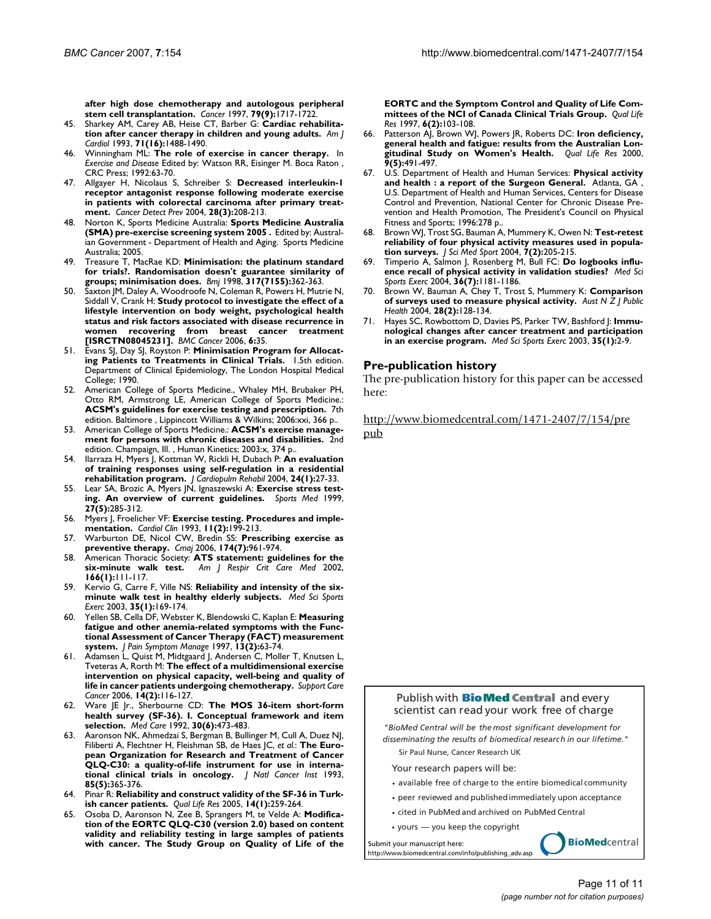**after high dose chemotherapy and autologous peripheral stem cell transplantation.** *Cancer* 1997, **79(9):**1717-1722.

45. Sharkey AM, Carey AB, Heise CT, Barber G: **Cardiac rehabilitation after cancer therapy in children and young adults.** *Am J Cardiol* 1993, **71(16):**1488-1490.
46. Winningham ML: **The role of exercise in cancer therapy.** In *Exercise and Disease* Edited by: Watson RR, Eisinger M. Boca Raton , CRC Press; 1992:63-70.
47. Allgayer H, Nicolaus S, Schreiber S: **Decreased interleukin-1 receptor antagonist response following moderate exercise in patients with colorectal carcinoma after primary treatment.** *Cancer Detect Prev* 2004, **28(3):**208-213.
48. Norton K, Sports Medicine Australia: **Sports Medicine Australia (SMA) pre-exercise screening system 2005 .** Edited by: Australian Government - Department of Health and Aging. Sports Medicine Australia; 2005.
49. Treasure T, MacRae KD: **Minimisation: the platinum standard for trials?. Randomisation doesn't guarantee similarity of groups; minimisation does.** *Bmj* 1998, **317(7155):**362-363.
50. Saxton JM, Daley A, Woodroofe N, Coleman R, Powers H, Mutrie N, Siddall V, Crank H: **Study protocol to investigate the effect of a lifestyle intervention on body weight, psychological health status and risk factors associated with disease recurrence in women recovering from breast cancer treatment [ISRCTN08045231].** *BMC Cancer* 2006, **6:**35.
51. Evans SJ, Day SJ, Royston P: **Minimisation Program for Allocating Patients to Treatments in Clinical Trials.** 1.5th edition. Department of Clinical Epidemiology, The London Hospital Medical College; 1990.
52. American College of Sports Medicine., Whaley MH, Brubaker PH, Otto RM, Armstrong LE, American College of Sports Medicine.: **ACSM's guidelines for exercise testing and prescription.** 7th edition. Baltimore , Lippincott Williams & Wilkins; 2006:xxi, 366 p..
53. American College of Sports Medicine.: **ACSM's exercise management for persons with chronic diseases and disabilities.** 2nd edition. Champaign, Ill. , Human Kinetics; 2003:x, 374 p..
54. Ilarraza H, Myers J, Kottman W, Rickli H, Dubach P: **An evaluation of training responses using self-regulation in a residential rehabilitation program.** *J Cardiopulm Rehabil* 2004, **24(1):**27-33.
55. Lear SA, Brozic A, Myers JN, Ignaszewski A: **Exercise stress testing. An overview of current guidelines.** *Sports Med* 1999, **27(5):**285-312.
56. Myers J, Froelicher VF: **Exercise testing. Procedures and implementation.** *Cardiol Clin* 1993, **11(2):**199-213.
57. Warburton DE, Nicol CW, Bredin SS: **Prescribing exercise as preventive therapy.** *Cmaj* 2006, **174(7):**961-974.
58. American Thoracic Society: **ATS statement: guidelines for the six-minute walk test.** *Am J Respir Crit Care Med* 2002, **166(1):**111-117.
59. Kervio G, Carre F, Ville NS: **Reliability and intensity of the six-minute walk test in healthy elderly subjects.** *Med Sci Sports Exerc* 2003, **35(1):**169-174.
60. Yellen SB, Cella DF, Webster K, Blendowski C, Kaplan E: **Measuring fatigue and other anemia-related symptoms with the Functional Assessment of Cancer Therapy (FACT) measurement system.** *J Pain Symptom Manage* 1997, **13(2):**63-74.
61. Adamsen L, Quist M, Midtgaard J, Andersen C, Moller T, Knutsen L, Tveteras A, Rorth M: **The effect of a multidimensional exercise intervention on physical capacity, well-being and quality of life in cancer patients undergoing chemotherapy.** *Support Care Cancer* 2006, **14(2):**116-127.
62. Ware JE Jr., Sherbourne CD: **The MOS 36-item short-form health survey (SF-36). I. Conceptual framework and item selection.** *Med Care* 1992, **30(6):**473-483.
63. Aaronson NK, Ahmedzai S, Bergman B, Bullinger M, Cull A, Duez NJ, Filiberti A, Flechtner H, Fleishman SB, de Haes JC, *et al.*: **The European Organization for Research and Treatment of Cancer QLQ-C30: a quality-of-life instrument for use in international clinical trials in oncology.** *J Natl Cancer Inst* 1993, **85(5):**365-376.
64. Pinar R: **Reliability and construct validity of the SF-36 in Turkish cancer patients.** *Qual Life Res* 2005, **14(1):**259-264.
65. Osoba D, Aaronson N, Zee B, Sprangers M, te Velde A: **Modification of the EORTC QLQ-C30 (version 2.0) based on content validity and reliability testing in large samples of patients with cancer. The Study Group on Quality of Life of the EORTC and the Symptom Control and Quality of Life Committees of the NCI of Canada Clinical Trials Group.** *Qual Life Res* 1997, **6(2):**103-108.
66. Patterson AJ, Brown WJ, Powers JR, Roberts DC: **Iron deficiency, general health and fatigue: results from the Australian Longitudinal Study on Women's Health.** *Qual Life Res* 2000, **9(5):**491-497.
67. U.S. Department of Health and Human Services: **Physical activity and health : a report of the Surgeon General.** Atlanta, GA , U.S. Department of Health and Human Services, Centers for Disease Control and Prevention, National Center for Chronic Disease Prevention and Health Promotion, The President's Council on Physical Fitness and Sports; 1996:278 p..
68. Brown WJ, Trost SG, Bauman A, Mummery K, Owen N: **Test-retest reliability of four physical activity measures used in population surveys.** *J Sci Med Sport* 2004, **7(2):**205-215.
69. Timperio A, Salmon J, Rosenberg M, Bull FC: **Do logbooks influence recall of physical activity in validation studies?** *Med Sci Sports Exerc* 2004, **36(7):**1181-1186.
70. Brown W, Bauman A, Chey T, Trost S, Mummery K: **Comparison of surveys used to measure physical activity.** *Aust N Z J Public Health* 2004, **28(2):**128-134.
71. Hayes SC, Rowbottom D, Davies PS, Parker TW, Bashford J: **Immunological changes after cancer treatment and participation in an exercise program.** *Med Sci Sports Exerc* 2003, **35(1):**2-9.

## Pre-publication history

The pre-publication history for this paper can be accessed here:

http://www.biomedcentral.com/1471-2407/7/154/prepub

Publish with **BioMed Central** and every scientist can read your work free of charge

*"BioMed Central will be the most significant development for disseminating the results of biomedical research in our lifetime."*

Sir Paul Nurse, Cancer Research UK

Your research papers will be:

- available free of charge to the entire biomedical community
- peer reviewed and published immediately upon acceptance
- cited in PubMed and archived on PubMed Central
- yours — you keep the copyright

Submit your manuscript here:
http://www.biomedcentral.com/info/publishing_adv.asp

BioMedcentral